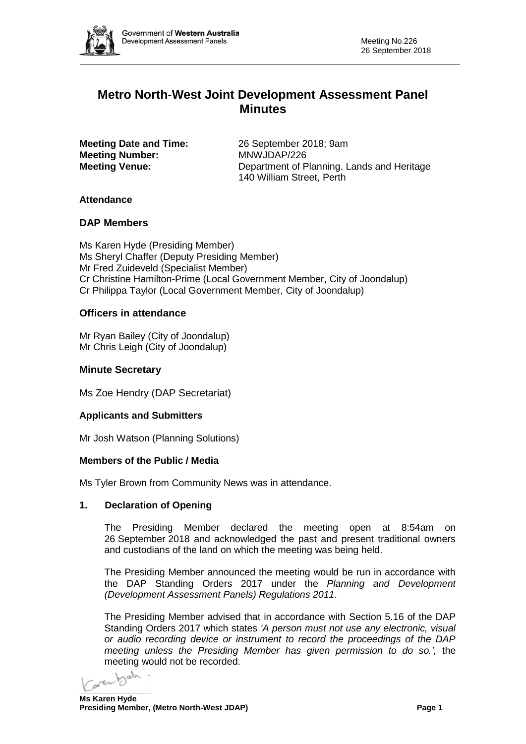# Metro North-West Joint Development Assessment Panel Minutes

**Meeting Date and Time:** 26 September 2018; 9am
**Meeting Number:** MNWJDAP/226
**Meeting Venue:** Department of Planning, Lands and Heritage
140 William Street, Perth

### Attendance

## DAP Members

Ms Karen Hyde (Presiding Member)
Ms Sheryl Chaffer (Deputy Presiding Member)
Mr Fred Zuideveld (Specialist Member)
Cr Christine Hamilton-Prime (Local Government Member, City of Joondalup)
Cr Philippa Taylor (Local Government Member, City of Joondalup)

## Officers in attendance

Mr Ryan Bailey (City of Joondalup)
Mr Chris Leigh (City of Joondalup)

## Minute Secretary

Ms Zoe Hendry (DAP Secretariat)

### Applicants and Submitters

Mr Josh Watson (Planning Solutions)

### Members of the Public / Media

Ms Tyler Brown from Community News was in attendance.

### 1. Declaration of Opening

The Presiding Member declared the meeting open at 8:54am on 26 September 2018 and acknowledged the past and present traditional owners and custodians of the land on which the meeting was being held.

The Presiding Member announced the meeting would be run in accordance with the DAP Standing Orders 2017 under the *Planning and Development (Development Assessment Panels) Regulations 2011*.

The Presiding Member advised that in accordance with Section 5.16 of the DAP Standing Orders 2017 which states *'A person must not use any electronic, visual or audio recording device or instrument to record the proceedings of the DAP meeting unless the Presiding Member has given permission to do so.',* the meeting would not be recorded.

**Ms Karen Hyde**
**Presiding Member, (Metro North-West JDAP)**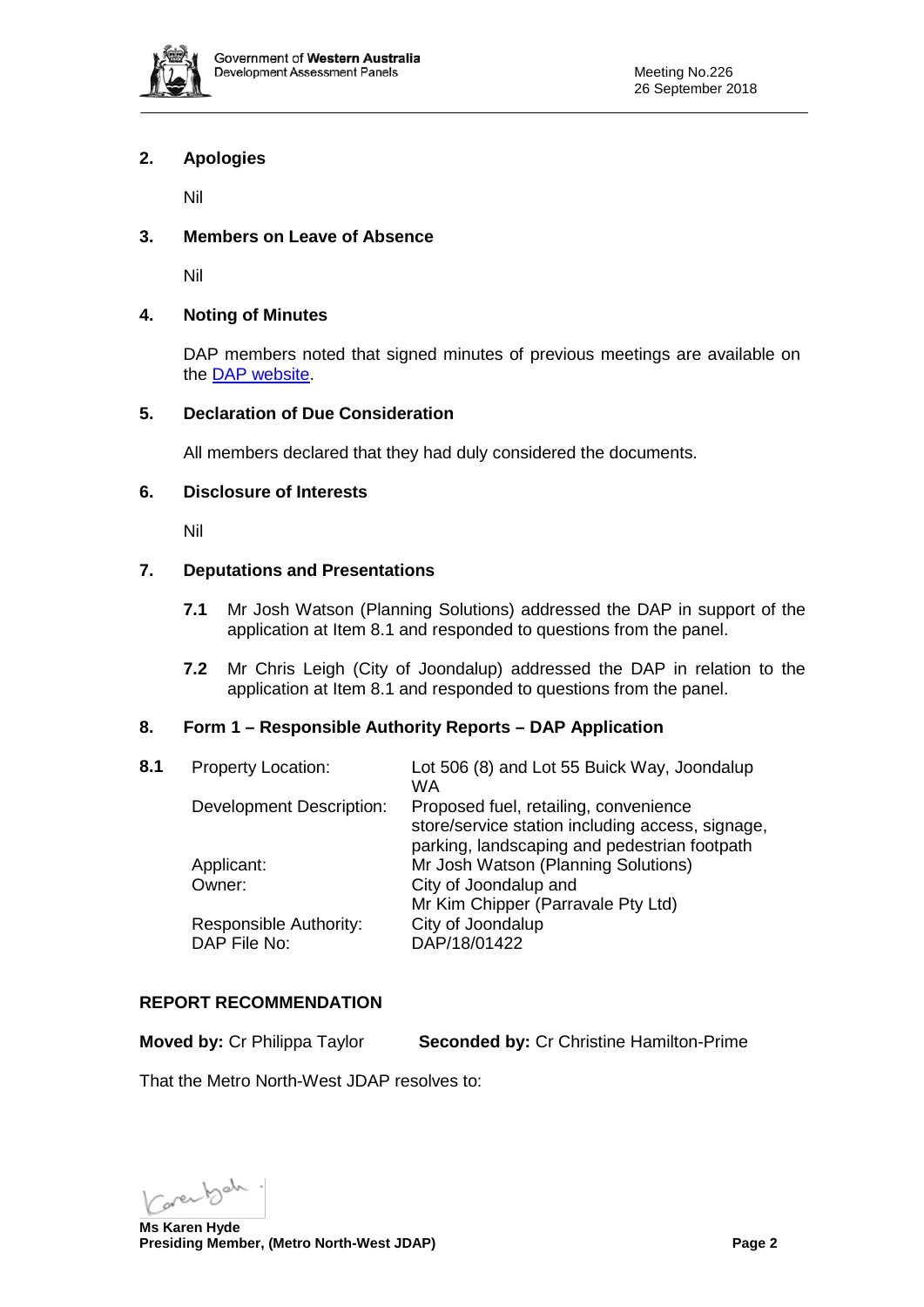## 2. Apologies

Nil

## 3. Members on Leave of Absence

Nil

## 4. Noting of Minutes

DAP members noted that signed minutes of previous meetings are available on the DAP website.

## 5. Declaration of Due Consideration

All members declared that they had duly considered the documents.

## 6. Disclosure of Interests

Nil

## 7. Deputations and Presentations

**7.1** Mr Josh Watson (Planning Solutions) addressed the DAP in support of the application at Item 8.1 and responded to questions from the panel.

**7.2** Mr Chris Leigh (City of Joondalup) addressed the DAP in relation to the application at Item 8.1 and responded to questions from the panel.

## 8. Form 1 – Responsible Authority Reports – DAP Application

**8.1**

| | |
|---|---|
| Property Location: | Lot 506 (8) and Lot 55 Buick Way, Joondalup WA |
| Development Description: | Proposed fuel, retailing, convenience store/service station including access, signage, parking, landscaping and pedestrian footpath |
| Applicant: | Mr Josh Watson (Planning Solutions) |
| Owner: | City of Joondalup and Mr Kim Chipper (Parravale Pty Ltd) |
| Responsible Authority: | City of Joondalup |
| DAP File No: | DAP/18/01422 |

### REPORT RECOMMENDATION

**Moved by:** Cr Philippa Taylor **Seconded by:** Cr Christine Hamilton-Prime

That the Metro North-West JDAP resolves to:

**Ms Karen Hyde**
**Presiding Member, (Metro North-West JDAP)**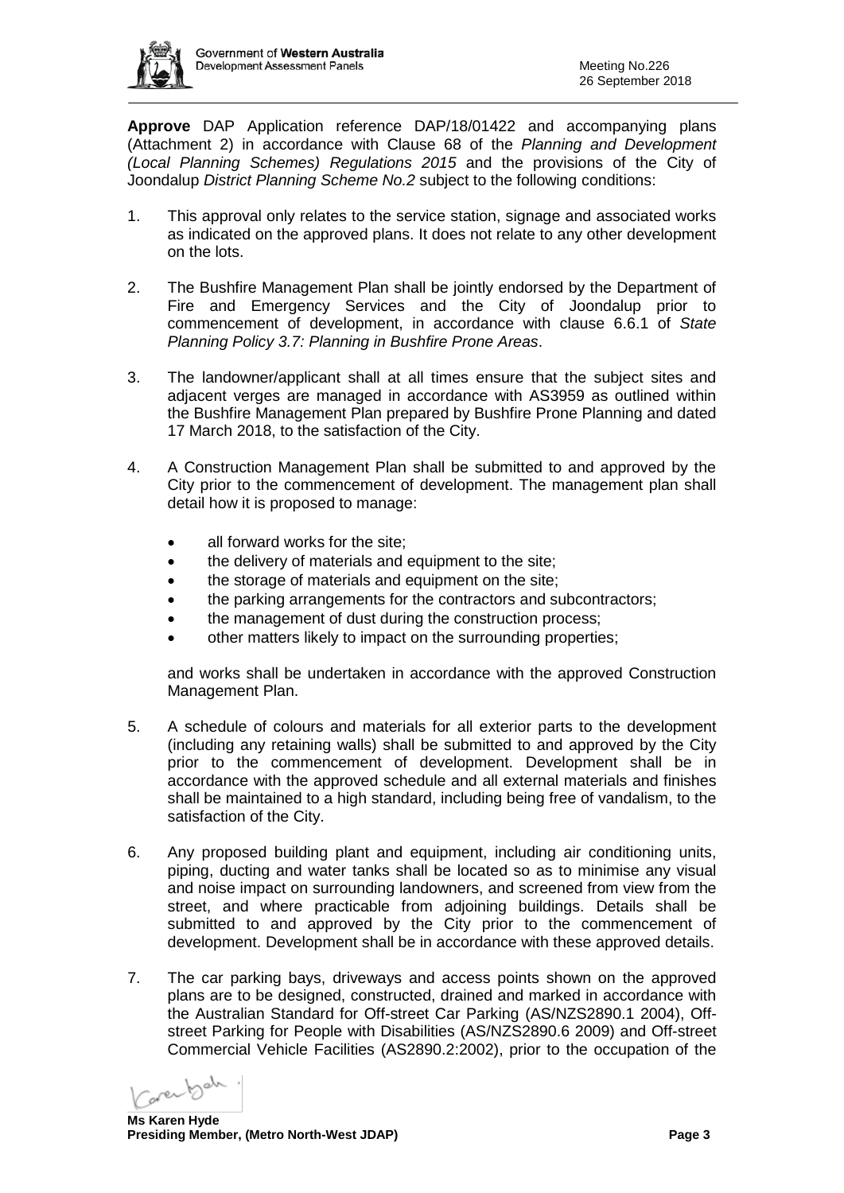**Approve** DAP Application reference DAP/18/01422 and accompanying plans (Attachment 2) in accordance with Clause 68 of the *Planning and Development (Local Planning Schemes) Regulations 2015* and the provisions of the City of Joondalup *District Planning Scheme No.2* subject to the following conditions:

1. This approval only relates to the service station, signage and associated works as indicated on the approved plans. It does not relate to any other development on the lots.

2. The Bushfire Management Plan shall be jointly endorsed by the Department of Fire and Emergency Services and the City of Joondalup prior to commencement of development, in accordance with clause 6.6.1 of *State Planning Policy 3.7: Planning in Bushfire Prone Areas*.

3. The landowner/applicant shall at all times ensure that the subject sites and adjacent verges are managed in accordance with AS3959 as outlined within the Bushfire Management Plan prepared by Bushfire Prone Planning and dated 17 March 2018, to the satisfaction of the City.

4. A Construction Management Plan shall be submitted to and approved by the City prior to the commencement of development. The management plan shall detail how it is proposed to manage:

   - all forward works for the site;
   - the delivery of materials and equipment to the site;
   - the storage of materials and equipment on the site;
   - the parking arrangements for the contractors and subcontractors;
   - the management of dust during the construction process;
   - other matters likely to impact on the surrounding properties;

   and works shall be undertaken in accordance with the approved Construction Management Plan.

5. A schedule of colours and materials for all exterior parts to the development (including any retaining walls) shall be submitted to and approved by the City prior to the commencement of development. Development shall be in accordance with the approved schedule and all external materials and finishes shall be maintained to a high standard, including being free of vandalism, to the satisfaction of the City.

6. Any proposed building plant and equipment, including air conditioning units, piping, ducting and water tanks shall be located so as to minimise any visual and noise impact on surrounding landowners, and screened from view from the street, and where practicable from adjoining buildings. Details shall be submitted to and approved by the City prior to the commencement of development. Development shall be in accordance with these approved details.

7. The car parking bays, driveways and access points shown on the approved plans are to be designed, constructed, drained and marked in accordance with the Australian Standard for Off-street Car Parking (AS/NZS2890.1 2004), Off-street Parking for People with Disabilities (AS/NZS2890.6 2009) and Off-street Commercial Vehicle Facilities (AS2890.2:2002), prior to the occupation of the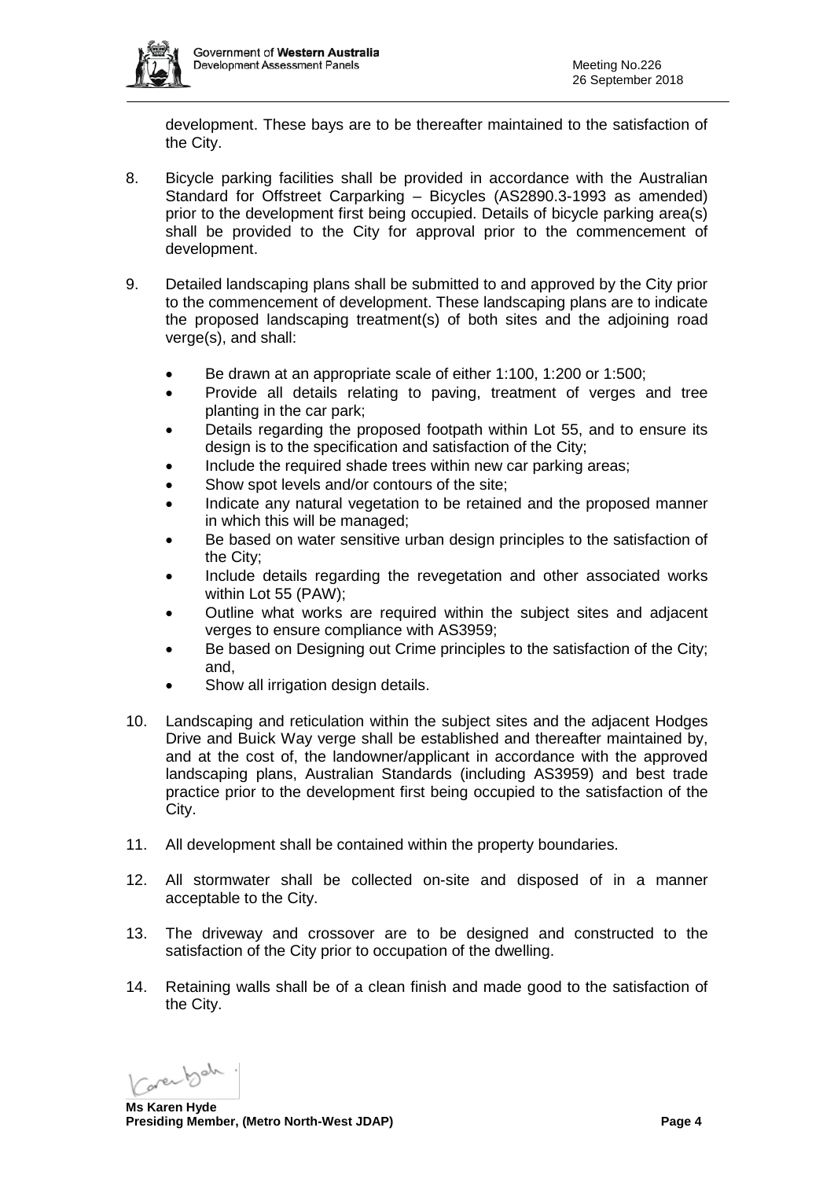development. These bays are to be thereafter maintained to the satisfaction of the City.

8. Bicycle parking facilities shall be provided in accordance with the Australian Standard for Offstreet Carparking – Bicycles (AS2890.3-1993 as amended) prior to the development first being occupied. Details of bicycle parking area(s) shall be provided to the City for approval prior to the commencement of development.

9. Detailed landscaping plans shall be submitted to and approved by the City prior to the commencement of development. These landscaping plans are to indicate the proposed landscaping treatment(s) of both sites and the adjoining road verge(s), and shall:

   - Be drawn at an appropriate scale of either 1:100, 1:200 or 1:500;
   - Provide all details relating to paving, treatment of verges and tree planting in the car park;
   - Details regarding the proposed footpath within Lot 55, and to ensure its design is to the specification and satisfaction of the City;
   - Include the required shade trees within new car parking areas;
   - Show spot levels and/or contours of the site;
   - Indicate any natural vegetation to be retained and the proposed manner in which this will be managed;
   - Be based on water sensitive urban design principles to the satisfaction of the City;
   - Include details regarding the revegetation and other associated works within Lot 55 (PAW);
   - Outline what works are required within the subject sites and adjacent verges to ensure compliance with AS3959;
   - Be based on Designing out Crime principles to the satisfaction of the City; and,
   - Show all irrigation design details.

10. Landscaping and reticulation within the subject sites and the adjacent Hodges Drive and Buick Way verge shall be established and thereafter maintained by, and at the cost of, the landowner/applicant in accordance with the approved landscaping plans, Australian Standards (including AS3959) and best trade practice prior to the development first being occupied to the satisfaction of the City.

11. All development shall be contained within the property boundaries.

12. All stormwater shall be collected on-site and disposed of in a manner acceptable to the City.

13. The driveway and crossover are to be designed and constructed to the satisfaction of the City prior to occupation of the dwelling.

14. Retaining walls shall be of a clean finish and made good to the satisfaction of the City.

**Ms Karen Hyde**
**Presiding Member, (Metro North-West JDAP)**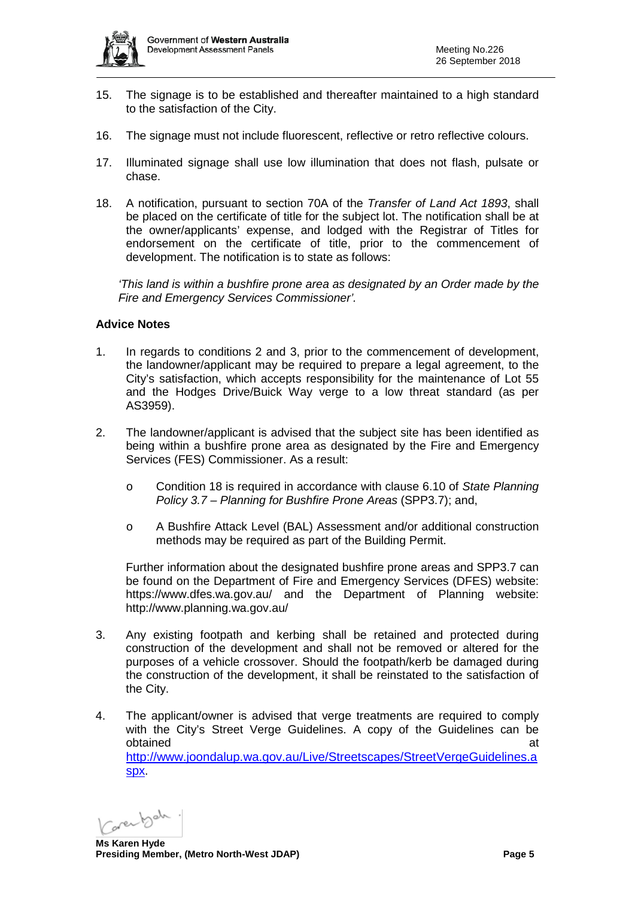15. The signage is to be established and thereafter maintained to a high standard to the satisfaction of the City.

16. The signage must not include fluorescent, reflective or retro reflective colours.

17. Illuminated signage shall use low illumination that does not flash, pulsate or chase.

18. A notification, pursuant to section 70A of the *Transfer of Land Act 1893*, shall be placed on the certificate of title for the subject lot. The notification shall be at the owner/applicants' expense, and lodged with the Registrar of Titles for endorsement on the certificate of title, prior to the commencement of development. The notification is to state as follows:

    *'This land is within a bushfire prone area as designated by an Order made by the Fire and Emergency Services Commissioner'.*

**Advice Notes**

1. In regards to conditions 2 and 3, prior to the commencement of development, the landowner/applicant may be required to prepare a legal agreement, to the City's satisfaction, which accepts responsibility for the maintenance of Lot 55 and the Hodges Drive/Buick Way verge to a low threat standard (as per AS3959).

2. The landowner/applicant is advised that the subject site has been identified as being within a bushfire prone area as designated by the Fire and Emergency Services (FES) Commissioner. As a result:

    - Condition 18 is required in accordance with clause 6.10 of *State Planning Policy 3.7 – Planning for Bushfire Prone Areas* (SPP3.7); and,
    - A Bushfire Attack Level (BAL) Assessment and/or additional construction methods may be required as part of the Building Permit.

    Further information about the designated bushfire prone areas and SPP3.7 can be found on the Department of Fire and Emergency Services (DFES) website: https://www.dfes.wa.gov.au/ and the Department of Planning website: http://www.planning.wa.gov.au/

3. Any existing footpath and kerbing shall be retained and protected during construction of the development and shall not be removed or altered for the purposes of a vehicle crossover. Should the footpath/kerb be damaged during the construction of the development, it shall be reinstated to the satisfaction of the City.

4. The applicant/owner is advised that verge treatments are required to comply with the City's Street Verge Guidelines. A copy of the Guidelines can be obtained at http://www.joondalup.wa.gov.au/Live/Streetscapes/StreetVergeGuidelines.aspx.

**Ms Karen Hyde**
**Presiding Member, (Metro North-West JDAP)**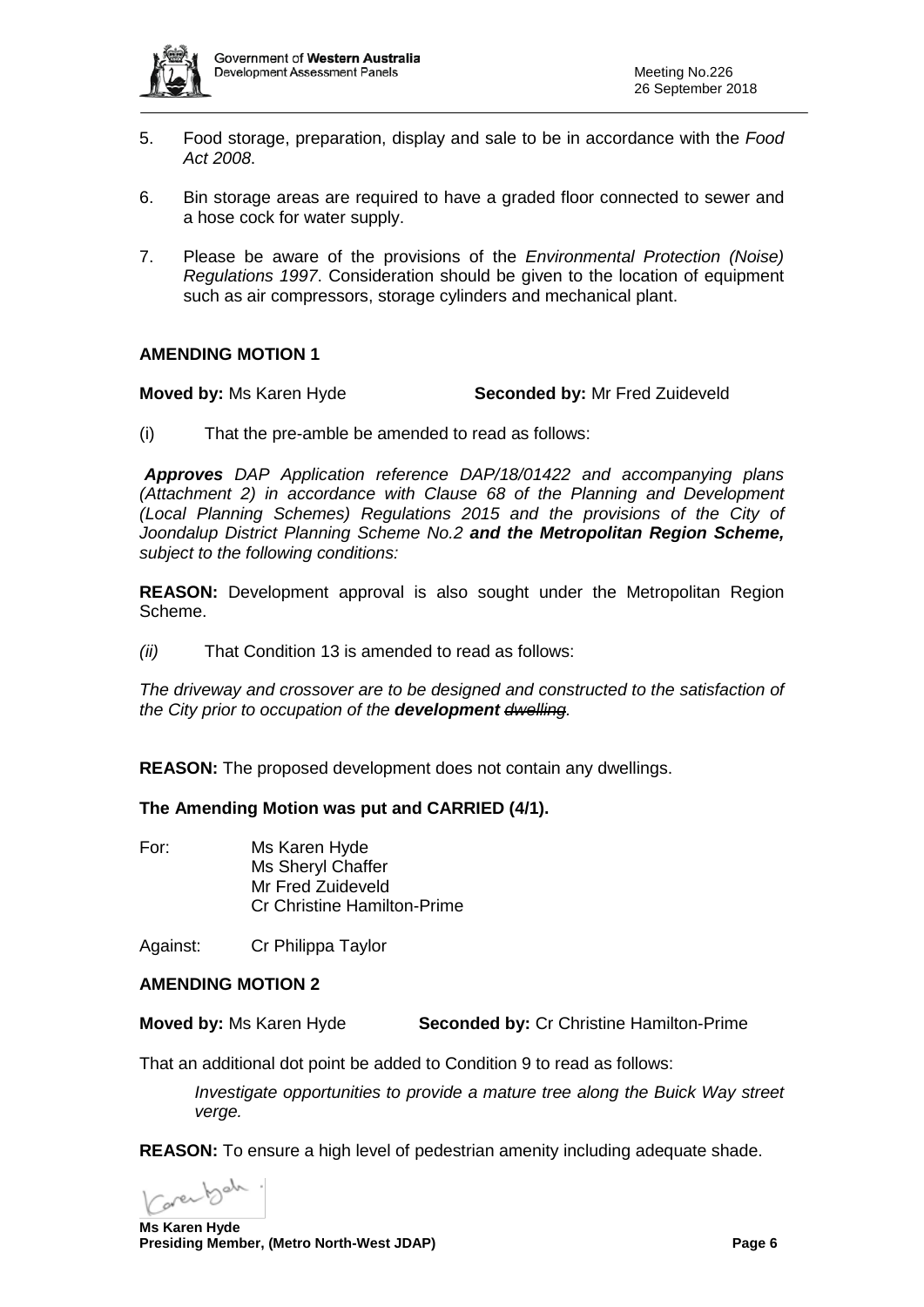5. Food storage, preparation, display and sale to be in accordance with the *Food Act 2008*.

6. Bin storage areas are required to have a graded floor connected to sewer and a hose cock for water supply.

7. Please be aware of the provisions of the *Environmental Protection (Noise) Regulations 1997*. Consideration should be given to the location of equipment such as air compressors, storage cylinders and mechanical plant.

**AMENDING MOTION 1**

**Moved by:** Ms Karen Hyde **Seconded by:** Mr Fred Zuideveld

(i) That the pre-amble be amended to read as follows:

***Approves** DAP Application reference DAP/18/01422 and accompanying plans (Attachment 2) in accordance with Clause 68 of the Planning and Development (Local Planning Schemes) Regulations 2015 and the provisions of the City of Joondalup District Planning Scheme No.2 **and the Metropolitan Region Scheme,** subject to the following conditions:*

**REASON:** Development approval is also sought under the Metropolitan Region Scheme.

*(ii)* That Condition 13 is amended to read as follows:

*The driveway and crossover are to be designed and constructed to the satisfaction of the City prior to occupation of the **development** ~~dwelling~~.*

**REASON:** The proposed development does not contain any dwellings.

**The Amending Motion was put and CARRIED (4/1).**

For: Ms Karen Hyde
Ms Sheryl Chaffer
Mr Fred Zuideveld
Cr Christine Hamilton-Prime

Against: Cr Philippa Taylor

**AMENDING MOTION 2**

**Moved by:** Ms Karen Hyde **Seconded by:** Cr Christine Hamilton-Prime

That an additional dot point be added to Condition 9 to read as follows:

*Investigate opportunities to provide a mature tree along the Buick Way street verge.*

**REASON:** To ensure a high level of pedestrian amenity including adequate shade.

**Ms Karen Hyde**
**Presiding Member, (Metro North-West JDAP)**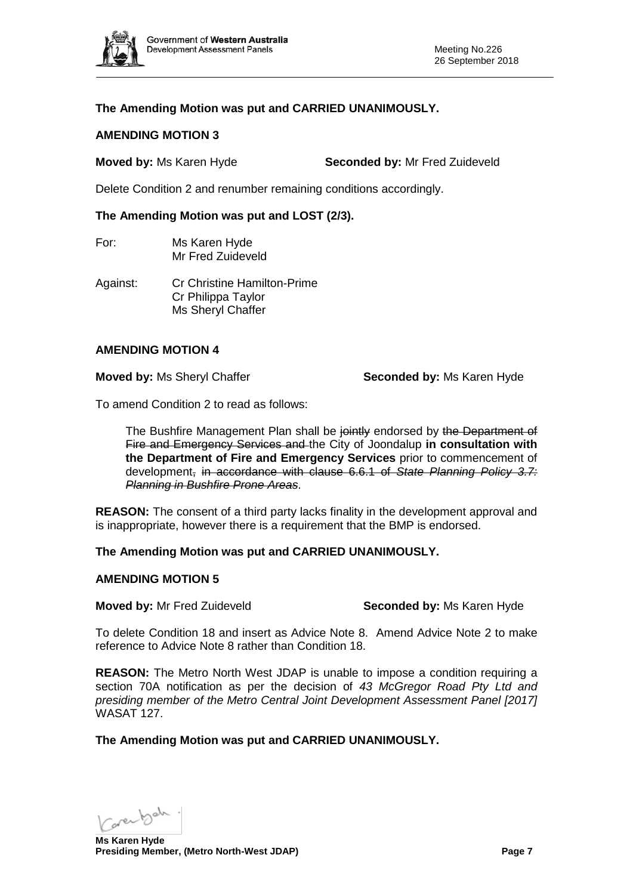**The Amending Motion was put and CARRIED UNANIMOUSLY.**

**AMENDING MOTION 3**

**Moved by:** Ms Karen Hyde **Seconded by:** Mr Fred Zuideveld

Delete Condition 2 and renumber remaining conditions accordingly.

**The Amending Motion was put and LOST (2/3).**

For: Ms Karen Hyde
Mr Fred Zuideveld

Against: Cr Christine Hamilton-Prime
Cr Philippa Taylor
Ms Sheryl Chaffer

**AMENDING MOTION 4**

**Moved by:** Ms Sheryl Chaffer **Seconded by:** Ms Karen Hyde

To amend Condition 2 to read as follows:

> The Bushfire Management Plan shall be ~~jointly~~ endorsed by ~~the Department of Fire and Emergency Services and~~ the City of Joondalup **in consultation with the Department of Fire and Emergency Services** prior to commencement of development~~, in accordance with clause 6.6.1 of *State Planning Policy 3.7: Planning in Bushfire Prone Areas*~~.

**REASON:** The consent of a third party lacks finality in the development approval and is inappropriate, however there is a requirement that the BMP is endorsed.

**The Amending Motion was put and CARRIED UNANIMOUSLY.**

**AMENDING MOTION 5**

**Moved by:** Mr Fred Zuideveld **Seconded by:** Ms Karen Hyde

To delete Condition 18 and insert as Advice Note 8. Amend Advice Note 2 to make reference to Advice Note 8 rather than Condition 18.

**REASON:** The Metro North West JDAP is unable to impose a condition requiring a section 70A notification as per the decision of *43 McGregor Road Pty Ltd and presiding member of the Metro Central Joint Development Assessment Panel [2017]* WASAT 127.

**The Amending Motion was put and CARRIED UNANIMOUSLY.**

**Ms Karen Hyde**
**Presiding Member, (Metro North-West JDAP)**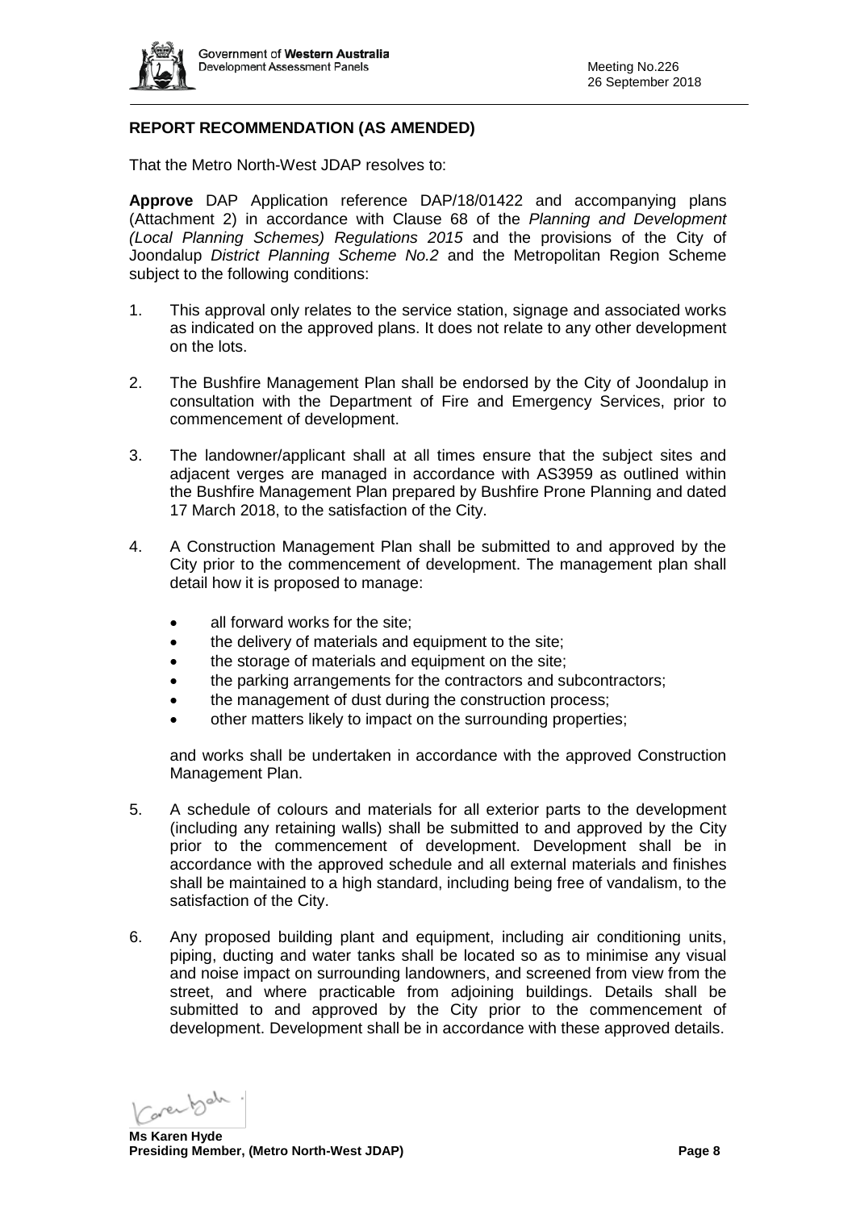## REPORT RECOMMENDATION (AS AMENDED)

That the Metro North-West JDAP resolves to:

**Approve** DAP Application reference DAP/18/01422 and accompanying plans (Attachment 2) in accordance with Clause 68 of the *Planning and Development (Local Planning Schemes) Regulations 2015* and the provisions of the City of Joondalup *District Planning Scheme No.2* and the Metropolitan Region Scheme subject to the following conditions:

1. This approval only relates to the service station, signage and associated works as indicated on the approved plans. It does not relate to any other development on the lots.

2. The Bushfire Management Plan shall be endorsed by the City of Joondalup in consultation with the Department of Fire and Emergency Services, prior to commencement of development.

3. The landowner/applicant shall at all times ensure that the subject sites and adjacent verges are managed in accordance with AS3959 as outlined within the Bushfire Management Plan prepared by Bushfire Prone Planning and dated 17 March 2018, to the satisfaction of the City.

4. A Construction Management Plan shall be submitted to and approved by the City prior to the commencement of development. The management plan shall detail how it is proposed to manage:

   - all forward works for the site;
   - the delivery of materials and equipment to the site;
   - the storage of materials and equipment on the site;
   - the parking arrangements for the contractors and subcontractors;
   - the management of dust during the construction process;
   - other matters likely to impact on the surrounding properties;

   and works shall be undertaken in accordance with the approved Construction Management Plan.

5. A schedule of colours and materials for all exterior parts to the development (including any retaining walls) shall be submitted to and approved by the City prior to the commencement of development. Development shall be in accordance with the approved schedule and all external materials and finishes shall be maintained to a high standard, including being free of vandalism, to the satisfaction of the City.

6. Any proposed building plant and equipment, including air conditioning units, piping, ducting and water tanks shall be located so as to minimise any visual and noise impact on surrounding landowners, and screened from view from the street, and where practicable from adjoining buildings. Details shall be submitted to and approved by the City prior to the commencement of development. Development shall be in accordance with these approved details.

**Ms Karen Hyde**
**Presiding Member, (Metro North-West JDAP)**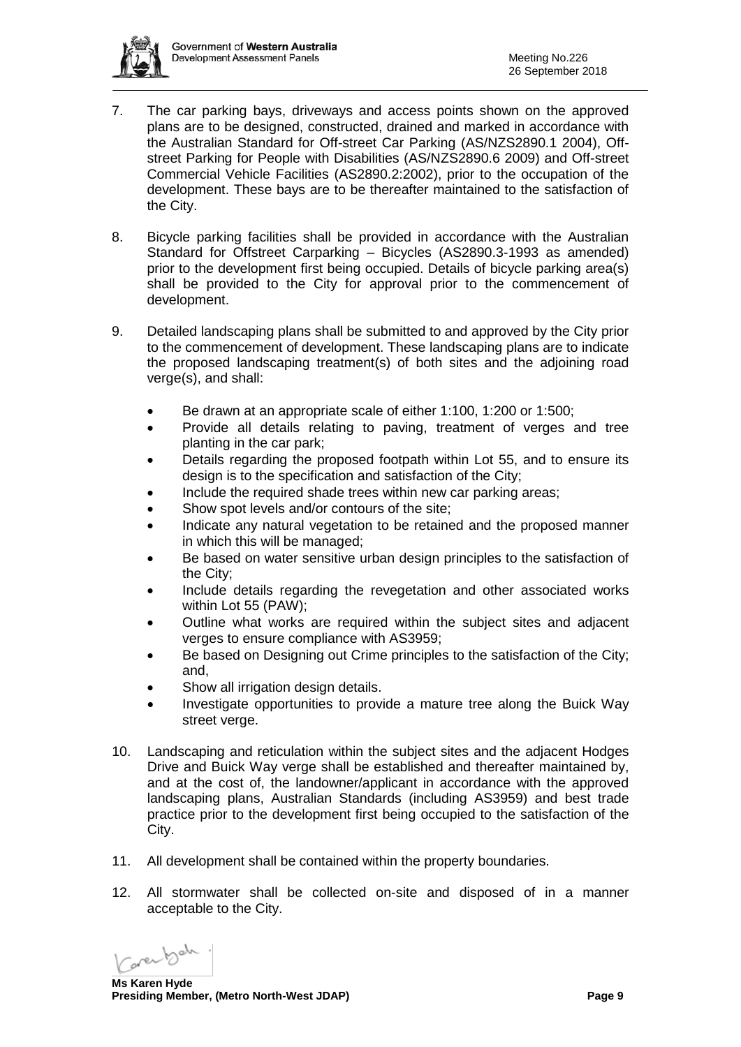7. The car parking bays, driveways and access points shown on the approved plans are to be designed, constructed, drained and marked in accordance with the Australian Standard for Off-street Car Parking (AS/NZS2890.1 2004), Off-street Parking for People with Disabilities (AS/NZS2890.6 2009) and Off-street Commercial Vehicle Facilities (AS2890.2:2002), prior to the occupation of the development. These bays are to be thereafter maintained to the satisfaction of the City.

8. Bicycle parking facilities shall be provided in accordance with the Australian Standard for Offstreet Carparking – Bicycles (AS2890.3-1993 as amended) prior to the development first being occupied. Details of bicycle parking area(s) shall be provided to the City for approval prior to the commencement of development.

9. Detailed landscaping plans shall be submitted to and approved by the City prior to the commencement of development. These landscaping plans are to indicate the proposed landscaping treatment(s) of both sites and the adjoining road verge(s), and shall:

   - Be drawn at an appropriate scale of either 1:100, 1:200 or 1:500;
   - Provide all details relating to paving, treatment of verges and tree planting in the car park;
   - Details regarding the proposed footpath within Lot 55, and to ensure its design is to the specification and satisfaction of the City;
   - Include the required shade trees within new car parking areas;
   - Show spot levels and/or contours of the site;
   - Indicate any natural vegetation to be retained and the proposed manner in which this will be managed;
   - Be based on water sensitive urban design principles to the satisfaction of the City;
   - Include details regarding the revegetation and other associated works within Lot 55 (PAW);
   - Outline what works are required within the subject sites and adjacent verges to ensure compliance with AS3959;
   - Be based on Designing out Crime principles to the satisfaction of the City; and,
   - Show all irrigation design details.
   - Investigate opportunities to provide a mature tree along the Buick Way street verge.

10. Landscaping and reticulation within the subject sites and the adjacent Hodges Drive and Buick Way verge shall be established and thereafter maintained by, and at the cost of, the landowner/applicant in accordance with the approved landscaping plans, Australian Standards (including AS3959) and best trade practice prior to the development first being occupied to the satisfaction of the City.

11. All development shall be contained within the property boundaries.

12. All stormwater shall be collected on-site and disposed of in a manner acceptable to the City.

**Ms Karen Hyde**
**Presiding Member, (Metro North-West JDAP)**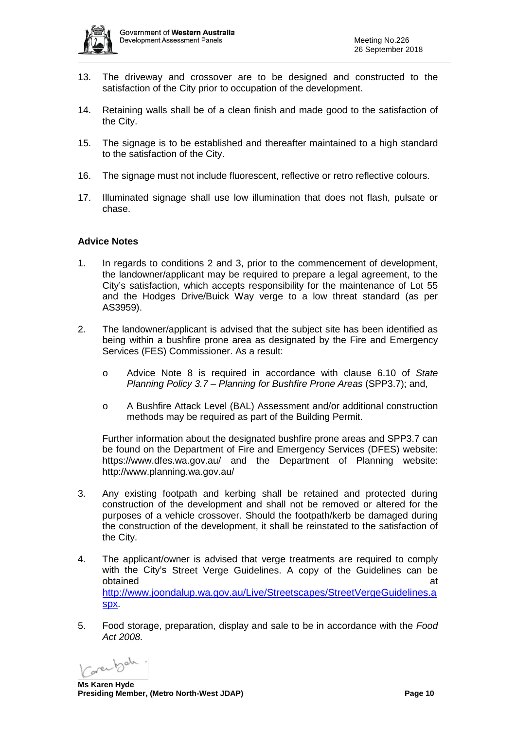13. The driveway and crossover are to be designed and constructed to the satisfaction of the City prior to occupation of the development.

14. Retaining walls shall be of a clean finish and made good to the satisfaction of the City.

15. The signage is to be established and thereafter maintained to a high standard to the satisfaction of the City.

16. The signage must not include fluorescent, reflective or retro reflective colours.

17. Illuminated signage shall use low illumination that does not flash, pulsate or chase.

**Advice Notes**

1. In regards to conditions 2 and 3, prior to the commencement of development, the landowner/applicant may be required to prepare a legal agreement, to the City's satisfaction, which accepts responsibility for the maintenance of Lot 55 and the Hodges Drive/Buick Way verge to a low threat standard (as per AS3959).

2. The landowner/applicant is advised that the subject site has been identified as being within a bushfire prone area as designated by the Fire and Emergency Services (FES) Commissioner. As a result:

   - Advice Note 8 is required in accordance with clause 6.10 of *State Planning Policy 3.7 – Planning for Bushfire Prone Areas* (SPP3.7); and,
   - A Bushfire Attack Level (BAL) Assessment and/or additional construction methods may be required as part of the Building Permit.

   Further information about the designated bushfire prone areas and SPP3.7 can be found on the Department of Fire and Emergency Services (DFES) website: https://www.dfes.wa.gov.au/ and the Department of Planning website: http://www.planning.wa.gov.au/

3. Any existing footpath and kerbing shall be retained and protected during construction of the development and shall not be removed or altered for the purposes of a vehicle crossover. Should the footpath/kerb be damaged during the construction of the development, it shall be reinstated to the satisfaction of the City.

4. The applicant/owner is advised that verge treatments are required to comply with the City's Street Verge Guidelines. A copy of the Guidelines can be obtained at http://www.joondalup.wa.gov.au/Live/Streetscapes/StreetVergeGuidelines.aspx.

5. Food storage, preparation, display and sale to be in accordance with the *Food Act 2008*.

**Ms Karen Hyde**
**Presiding Member, (Metro North-West JDAP)**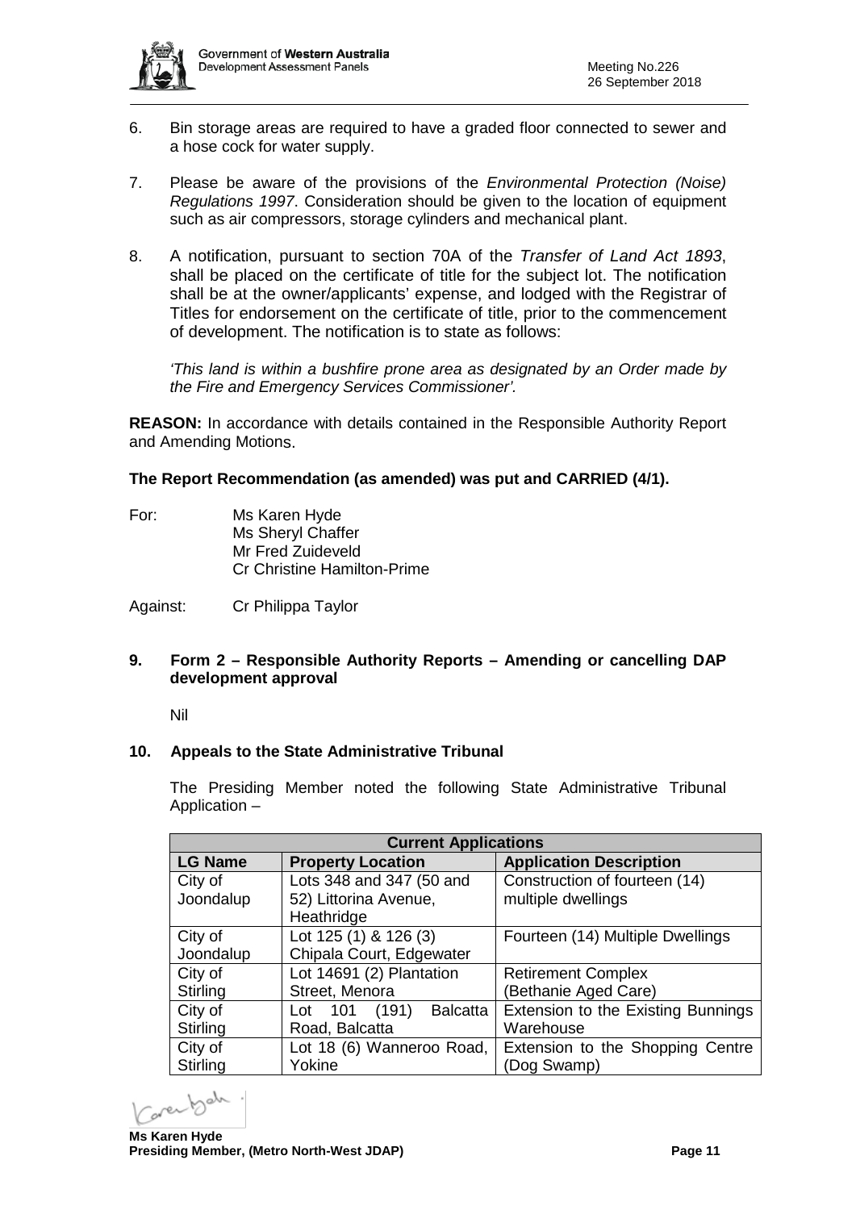6. Bin storage areas are required to have a graded floor connected to sewer and a hose cock for water supply.

7. Please be aware of the provisions of the *Environmental Protection (Noise) Regulations 1997*. Consideration should be given to the location of equipment such as air compressors, storage cylinders and mechanical plant.

8. A notification, pursuant to section 70A of the *Transfer of Land Act 1893*, shall be placed on the certificate of title for the subject lot. The notification shall be at the owner/applicants' expense, and lodged with the Registrar of Titles for endorsement on the certificate of title, prior to the commencement of development. The notification is to state as follows:

   *'This land is within a bushfire prone area as designated by an Order made by the Fire and Emergency Services Commissioner'.*

**REASON:** In accordance with details contained in the Responsible Authority Report and Amending Motions.

**The Report Recommendation (as amended) was put and CARRIED (4/1).**

For: Ms Karen Hyde
Ms Sheryl Chaffer
Mr Fred Zuideveld
Cr Christine Hamilton-Prime

Against: Cr Philippa Taylor

## 9. Form 2 – Responsible Authority Reports – Amending or cancelling DAP development approval

Nil

## 10. Appeals to the State Administrative Tribunal

The Presiding Member noted the following State Administrative Tribunal Application –

| Current Applications | | |
|---|---|---|
| **LG Name** | **Property Location** | **Application Description** |
| City of Joondalup | Lots 348 and 347 (50 and 52) Littorina Avenue, Heathridge | Construction of fourteen (14) multiple dwellings |
| City of Joondalup | Lot 125 (1) & 126 (3) Chipala Court, Edgewater | Fourteen (14) Multiple Dwellings |
| City of Stirling | Lot 14691 (2) Plantation Street, Menora | Retirement Complex (Bethanie Aged Care) |
| City of Stirling | Lot 101 (191) Balcatta Road, Balcatta | Extension to the Existing Bunnings Warehouse |
| City of Stirling | Lot 18 (6) Wanneroo Road, Yokine | Extension to the Shopping Centre (Dog Swamp) |

**Ms Karen Hyde**
**Presiding Member, (Metro North-West JDAP)**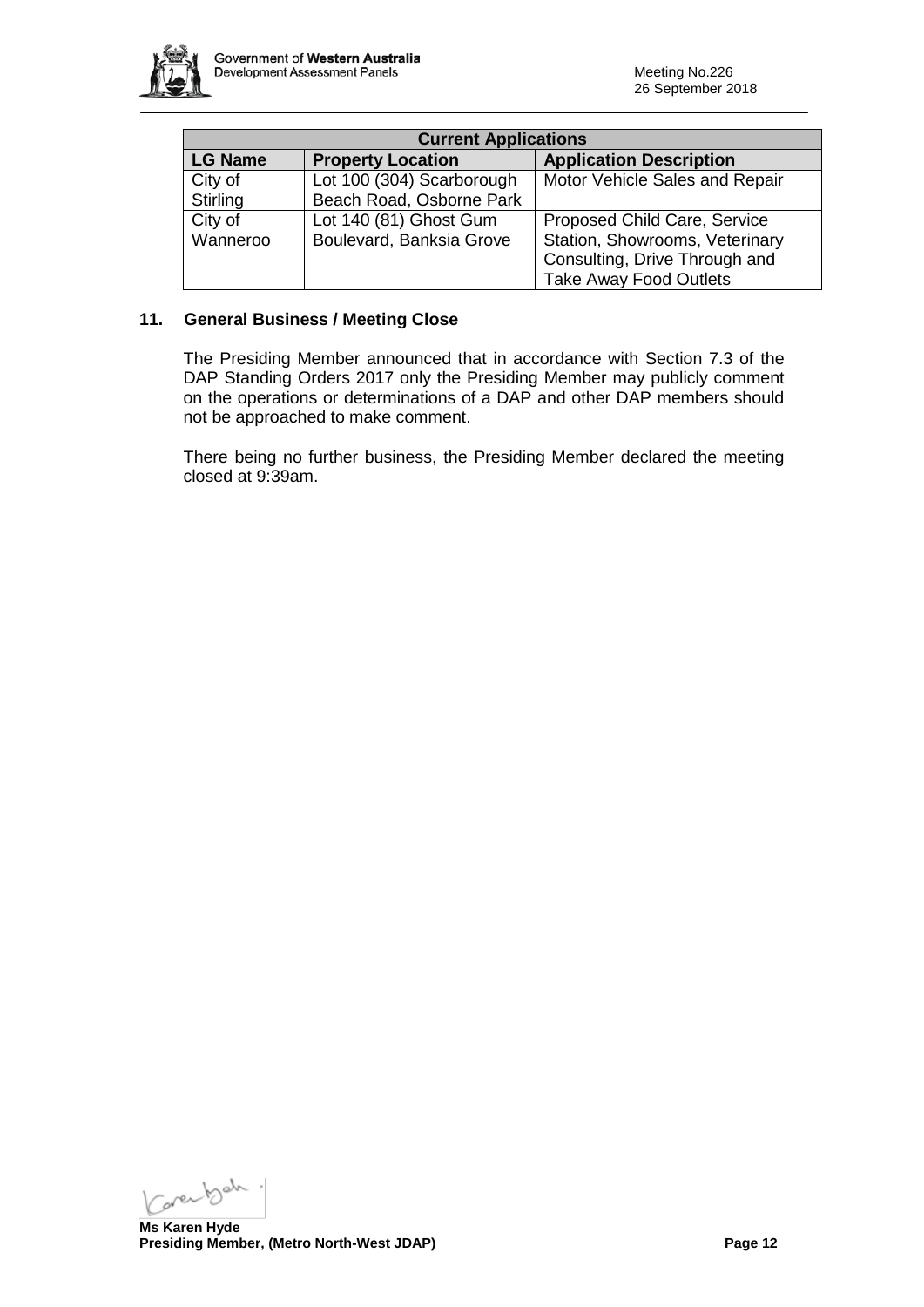| Current Applications | | |
| --- | --- | --- |
| **LG Name** | **Property Location** | **Application Description** |
| City of Stirling | Lot 100 (304) Scarborough Beach Road, Osborne Park | Motor Vehicle Sales and Repair |
| City of Wanneroo | Lot 140 (81) Ghost Gum Boulevard, Banksia Grove | Proposed Child Care, Service Station, Showrooms, Veterinary Consulting, Drive Through and Take Away Food Outlets |

## 11. General Business / Meeting Close

The Presiding Member announced that in accordance with Section 7.3 of the DAP Standing Orders 2017 only the Presiding Member may publicly comment on the operations or determinations of a DAP and other DAP members should not be approached to make comment.

There being no further business, the Presiding Member declared the meeting closed at 9:39am.

**Ms Karen Hyde**
**Presiding Member, (Metro North-West JDAP)**